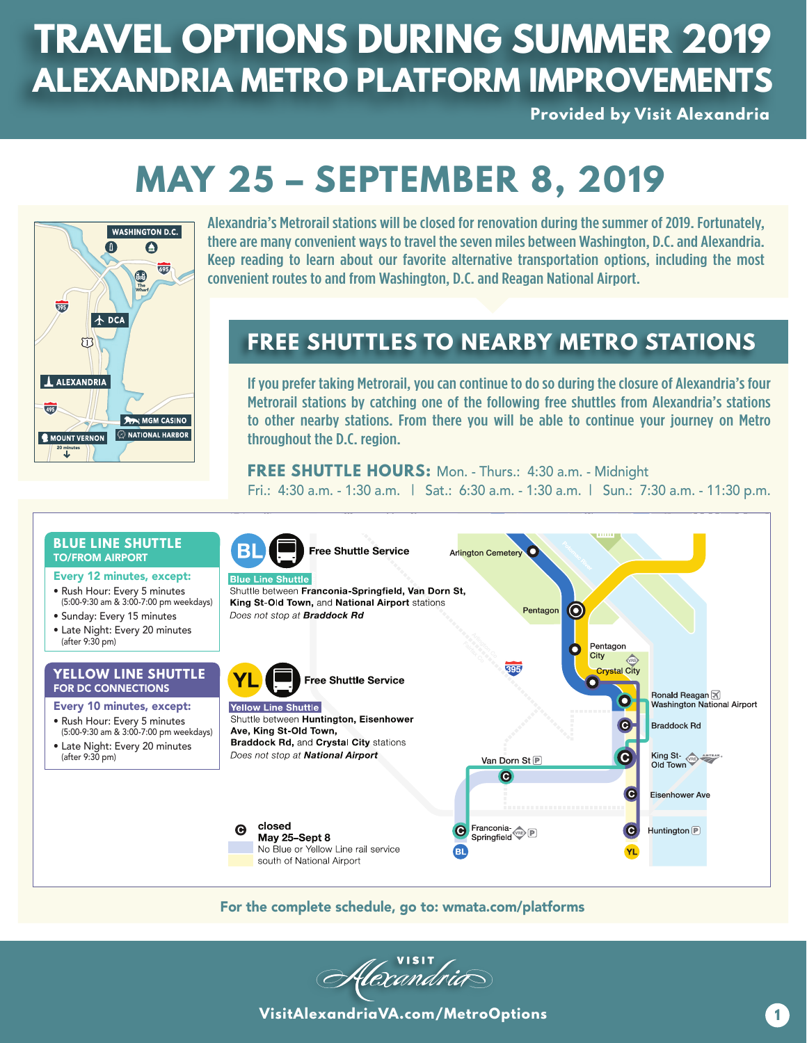# TRAVEL OPTIONS DURING SUMMER 2019
# ALEXANDRIA METRO PLATFORM IMPROVEMENTS

**Provided by Visit Alexandria**

## MAY 25 – SEPTEMBER 8, 2019

Alexandria's Metrorail stations will be closed for renovation during the summer of 2019. Fortunately, there are many convenient ways to travel the seven miles between Washington, D.C. and Alexandria. Keep reading to learn about our favorite alternative transportation options, including the most convenient routes to and from Washington, D.C. and Reagan National Airport.

## FREE SHUTTLES TO NEARBY METRO STATIONS

If you prefer taking Metrorail, you can continue to do so during the closure of Alexandria's four Metrorail stations by catching one of the following free shuttles from Alexandria's stations to other nearby stations. From there you will be able to continue your journey on Metro throughout the D.C. region.

**FREE SHUTTLE HOURS:** Mon. - Thurs.: 4:30 a.m. - Midnight
Fri.: 4:30 a.m. - 1:30 a.m. | Sat.: 6:30 a.m. - 1:30 a.m. | Sun.: 7:30 a.m. - 11:30 p.m.

### BLUE LINE SHUTTLE TO/FROM AIRPORT

**Every 12 minutes, except:**

- Rush Hour: Every 5 minutes (5:00-9:30 am & 3:00-7:00 pm weekdays)
- Sunday: Every 15 minutes
- Late Night: Every 20 minutes (after 9:30 pm)

**BL** Free Shuttle Service

**Blue Line Shuttle**
Shuttle between **Franconia-Springfield, Van Dorn St, King St-Old Town,** and **National Airport** stations
*Does not stop at* ***Braddock Rd***

### YELLOW LINE SHUTTLE FOR DC CONNECTIONS

**Every 10 minutes, except:**

- Rush Hour: Every 5 minutes (5:00-9:30 am & 3:00-7:00 pm weekdays)
- Late Night: Every 20 minutes (after 9:30 pm)

**YL** Free Shuttle Service

**Yellow Line Shuttle**
Shuttle between **Huntington, Eisenhower Ave, King St-Old Town, Braddock Rd,** and **Crystal City** stations
*Does not stop at* ***National Airport***

closed **May 25–Sept 8**
No Blue or Yellow Line rail service south of National Airport

For the complete schedule, go to: wmata.com/platforms

VisitAlexandriaVA.com/MetroOptions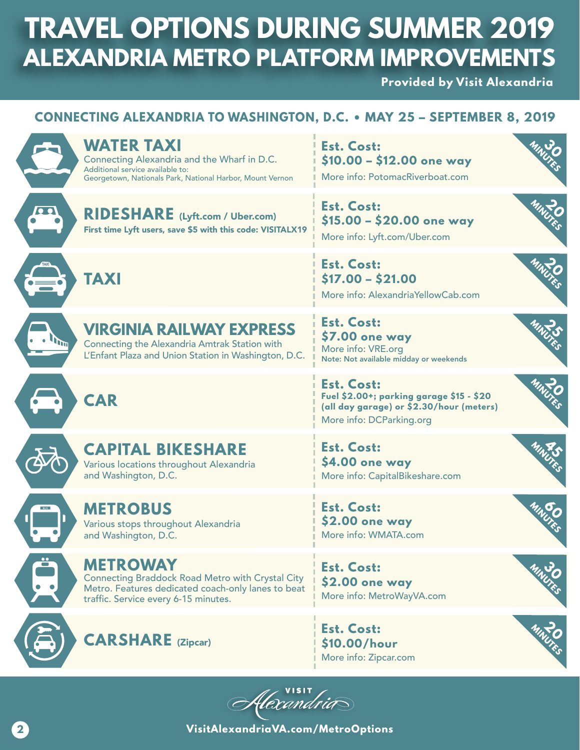# TRAVEL OPTIONS DURING SUMMER 2019
# ALEXANDRIA METRO PLATFORM IMPROVEMENTS

**Provided by Visit Alexandria**

## CONNECTING ALEXANDRIA TO WASHINGTON, D.C. • MAY 25 – SEPTEMBER 8, 2019

### WATER TAXI
Connecting Alexandria and the Wharf in D.C.
Additional service available to:
Georgetown, Nationals Park, National Harbor, Mount Vernon

**Est. Cost:**
**$10.00 – $12.00 one way**
More info: PotomacRiverboat.com

**30 MINUTES**

### RIDESHARE (Lyft.com / Uber.com)
**First time Lyft users, save $5 with this code: VISITALX19**

**Est. Cost:**
**$15.00 – $20.00 one way**
More info: Lyft.com/Uber.com

**20 MINUTES**

### TAXI

**Est. Cost:**
**$17.00 – $21.00**
More info: AlexandriaYellowCab.com

**20 MINUTES**

### VIRGINIA RAILWAY EXPRESS
Connecting the Alexandria Amtrak Station with L'Enfant Plaza and Union Station in Washington, D.C.

**Est. Cost:**
**$7.00 one way**
More info: VRE.org
Note: Not available midday or weekends

**25 MINUTES**

### CAR

**Est. Cost:**
**Fuel $2.00+; parking garage $15 - $20 (all day garage) or $2.30/hour (meters)**
More info: DCParking.org

**20 MINUTES**

### CAPITAL BIKESHARE
Various locations throughout Alexandria and Washington, D.C.

**Est. Cost:**
**$4.00 one way**
More info: CapitalBikeshare.com

**45 MINUTES**

### METROBUS
Various stops throughout Alexandria and Washington, D.C.

**Est. Cost:**
**$2.00 one way**
More info: WMATA.com

**60 MINUTES**

### METROWAY
Connecting Braddock Road Metro with Crystal City Metro. Features dedicated coach-only lanes to beat traffic. Service every 6-15 minutes.

**Est. Cost:**
**$2.00 one way**
More info: MetroWayVA.com

**30 MINUTES**

### CARSHARE (Zipcar)

**Est. Cost:**
**$10.00/hour**
More info: Zipcar.com

**20 MINUTES**

VISIT Alexandria

VisitAlexandriaVA.com/MetroOptions